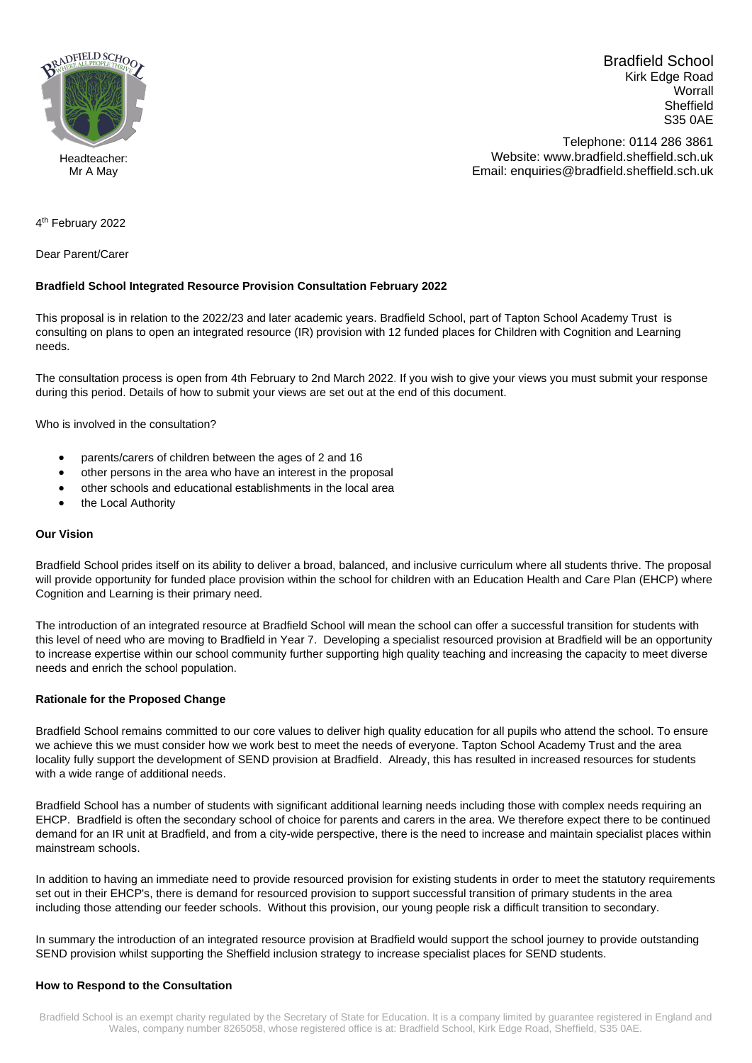Headteacher:
Mr A May

Bradfield School
Kirk Edge Road
Worrall
Sheffield
S35 0AE

Telephone: 0114 286 3861
Website: www.bradfield.sheffield.sch.uk
Email: enquiries@bradfield.sheffield.sch.uk

4th February 2022

Dear Parent/Carer

**Bradfield School Integrated Resource Provision Consultation February 2022**

This proposal is in relation to the 2022/23 and later academic years. Bradfield School, part of Tapton School Academy Trust is consulting on plans to open an integrated resource (IR) provision with 12 funded places for Children with Cognition and Learning needs.

The consultation process is open from 4th February to 2nd March 2022. If you wish to give your views you must submit your response during this period. Details of how to submit your views are set out at the end of this document.

Who is involved in the consultation?

- parents/carers of children between the ages of 2 and 16
- other persons in the area who have an interest in the proposal
- other schools and educational establishments in the local area
- the Local Authority

**Our Vision**

Bradfield School prides itself on its ability to deliver a broad, balanced, and inclusive curriculum where all students thrive. The proposal will provide opportunity for funded place provision within the school for children with an Education Health and Care Plan (EHCP) where Cognition and Learning is their primary need.

The introduction of an integrated resource at Bradfield School will mean the school can offer a successful transition for students with this level of need who are moving to Bradfield in Year 7. Developing a specialist resourced provision at Bradfield will be an opportunity to increase expertise within our school community further supporting high quality teaching and increasing the capacity to meet diverse needs and enrich the school population.

**Rationale for the Proposed Change**

Bradfield School remains committed to our core values to deliver high quality education for all pupils who attend the school. To ensure we achieve this we must consider how we work best to meet the needs of everyone. Tapton School Academy Trust and the area locality fully support the development of SEND provision at Bradfield. Already, this has resulted in increased resources for students with a wide range of additional needs.

Bradfield School has a number of students with significant additional learning needs including those with complex needs requiring an EHCP. Bradfield is often the secondary school of choice for parents and carers in the area. We therefore expect there to be continued demand for an IR unit at Bradfield, and from a city-wide perspective, there is the need to increase and maintain specialist places within mainstream schools.

In addition to having an immediate need to provide resourced provision for existing students in order to meet the statutory requirements set out in their EHCP's, there is demand for resourced provision to support successful transition of primary students in the area including those attending our feeder schools. Without this provision, our young people risk a difficult transition to secondary.

In summary the introduction of an integrated resource provision at Bradfield would support the school journey to provide outstanding SEND provision whilst supporting the Sheffield inclusion strategy to increase specialist places for SEND students.

**How to Respond to the Consultation**

Bradfield School is an exempt charity regulated by the Secretary of State for Education. It is a company limited by guarantee registered in England and Wales, company number 8265058, whose registered office is at: Bradfield School, Kirk Edge Road, Sheffield, S35 0AE.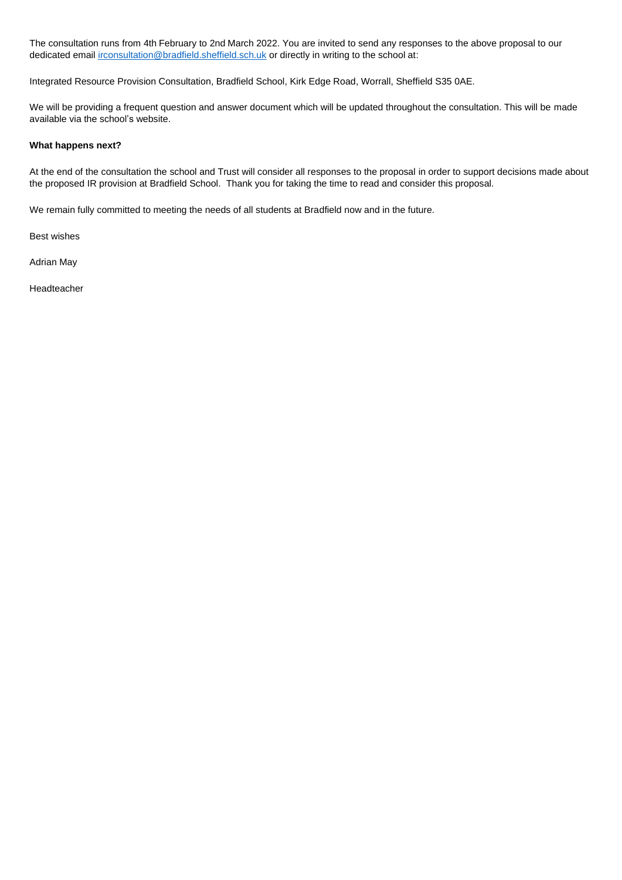The consultation runs from 4th February to 2nd March 2022. You are invited to send any responses to the above proposal to our dedicated email [irconsultation@bradfield.sheffield.sch.uk](mailto:irconsultation@bradfield.sheffield.sch.uk) or directly in writing to the school at:

Integrated Resource Provision Consultation, Bradfield School, Kirk Edge Road, Worrall, Sheffield S35 0AE.

We will be providing a frequent question and answer document which will be updated throughout the consultation. This will be made available via the school's website.

**What happens next?**

At the end of the consultation the school and Trust will consider all responses to the proposal in order to support decisions made about the proposed IR provision at Bradfield School. Thank you for taking the time to read and consider this proposal.

We remain fully committed to meeting the needs of all students at Bradfield now and in the future.

Best wishes

Adrian May

Headteacher